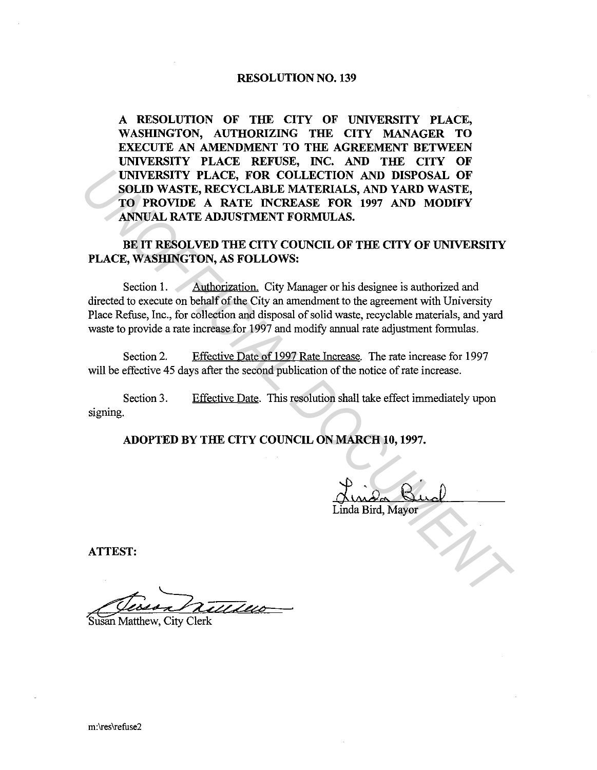# RESOLUTION NO. 139

**A RESOLUTION OF THE CITY OF UNIVERSITY PLACE, WASHINGTON, AUTHORIZING THE CITY MANAGER TO EXECUTE AN AMENDMENT TO THE AGREEMENT BETWEEN UNIVERSITY PLACE REFUSE, INC. AND THE CITY OF UNIVERSITY PLACE, FOR COLLECTION AND DISPOSAL OF SOLID WASTE, RECYCLABLE MATERIALS, AND YARD WASTE, TO PROVIDE A RATE INCREASE FOR 1997 AND MODIFY ANNUAL RATE ADJUSTMENT FORMULAS.**

**BE IT RESOLVED THE CITY COUNCIL OF THE CITY OF UNIVERSITY PLACE, WASHINGTON, AS FOLLOWS:**

Section 1. Authorization. City Manager or his designee is authorized and directed to execute on behalf of the City an amendment to the agreement with University Place Refuse, Inc., for collection and disposal of solid waste, recyclable materials, and yard waste to provide a rate increase for 1997 and modify annual rate adjustment formulas.

Section 2. Effective Date of 1997 Rate Increase. The rate increase for 1997 will be effective 45 days after the second publication of the notice of rate increase.

Section 3. Effective Date. This resolution shall take effect immediately upon signing.

**ADOPTED BY THE CITY COUNCIL ON MARCH 10, 1997.**

Linda Bird, Mayor

**ATTEST:**

Susan Matthew, City Clerk

m:\res\refuse2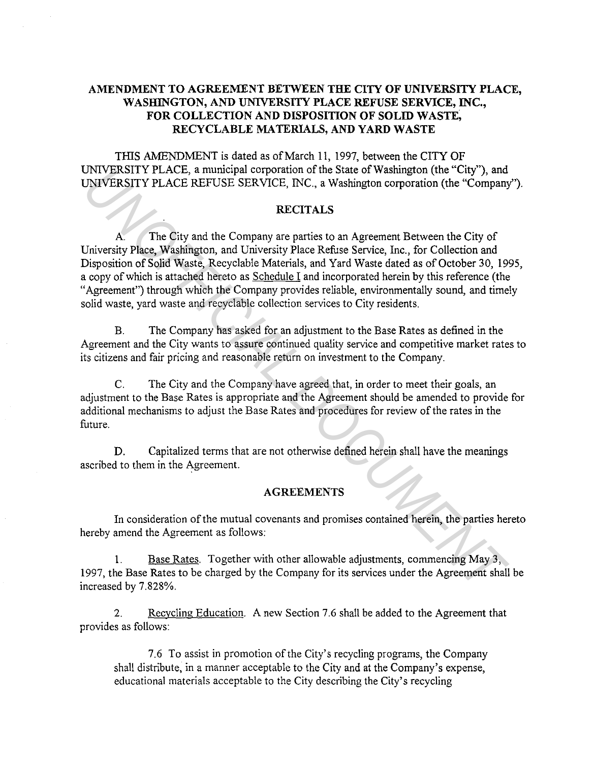**AMENDMENT TO AGREEMENT BETWEEN THE CITY OF UNIVERSITY PLACE, WASHINGTON, AND UNIVERSITY PLACE REFUSE SERVICE, INC., FOR COLLECTION AND DISPOSITION OF SOLID WASTE, RECYCLABLE MATERIALS, AND YARD WASTE**

THIS AMENDMENT is dated as of March 11, 1997, between the CITY OF UNIVERSITY PLACE, a municipal corporation of the State of Washington (the "City"), and UNIVERSITY PLACE REFUSE SERVICE, INC., a Washington corporation (the "Company").

**RECITALS**

A. The City and the Company are parties to an Agreement Between the City of University Place, Washington, and University Place Refuse Service, Inc., for Collection and Disposition of Solid Waste, Recyclable Materials, and Yard Waste dated as of October 30, 1995, a copy of which is attached hereto as Schedule I and incorporated herein by this reference (the "Agreement") through which the Company provides reliable, environmentally sound, and timely solid waste, yard waste and recyclable collection services to City residents.

B. The Company has asked for an adjustment to the Base Rates as defined in the Agreement and the City wants to assure continued quality service and competitive market rates to its citizens and fair pricing and reasonable return on investment to the Company.

C. The City and the Company have agreed that, in order to meet their goals, an adjustment to the Base Rates is appropriate and the Agreement should be amended to provide for additional mechanisms to adjust the Base Rates and procedures for review of the rates in the future.

D. Capitalized terms that are not otherwise defined herein shall have the meanings ascribed to them in the Agreement.

**AGREEMENTS**

In consideration of the mutual covenants and promises contained herein, the parties hereto hereby amend the Agreement as follows:

1. Base Rates. Together with other allowable adjustments, commencing May 3, 1997, the Base Rates to be charged by the Company for its services under the Agreement shall be increased by 7.828%.

2. Recycling Education. A new Section 7.6 shall be added to the Agreement that provides as follows:

> 7.6 To assist in promotion of the City's recycling programs, the Company shall distribute, in a manner acceptable to the City and at the Company's expense, educational materials acceptable to the City describing the City's recycling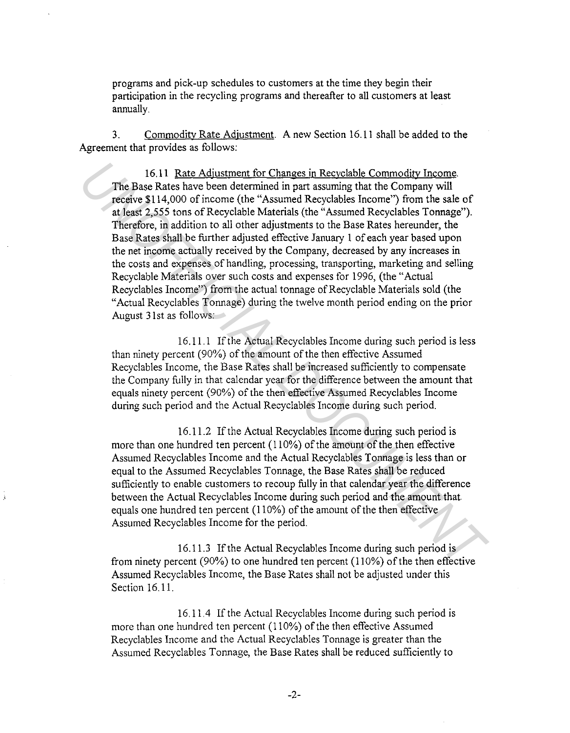programs and pick-up schedules to customers at the time they begin their participation in the recycling programs and thereafter to all customers at least annually.

3. Commodity Rate Adjustment. A new Section 16.11 shall be added to the Agreement that provides as follows:

16.11 Rate Adjustment for Changes in Recyclable Commodity Income. The Base Rates have been determined in part assuming that the Company will receive $114,000 of income (the "Assumed Recyclables Income") from the sale of at least 2,555 tons of Recyclable Materials (the "Assumed Recyclables Tonnage"). Therefore, in addition to all other adjustments to the Base Rates hereunder, the Base Rates shall be further adjusted effective January 1 of each year based upon the net income actually received by the Company, decreased by any increases in the costs and expenses of handling, processing, transporting, marketing and selling Recyclable Materials over such costs and expenses for 1996, (the "Actual Recyclables Income") from the actual tonnage of Recyclable Materials sold (the "Actual Recyclables Tonnage) during the twelve month period ending on the prior August 31st as follows:

16.11.1 If the Actual Recyclables Income during such period is less than ninety percent (90%) of the amount of the then effective Assumed Recyclables Income, the Base Rates shall be increased sufficiently to compensate the Company fully in that calendar year for the difference between the amount that equals ninety percent (90%) of the then effective Assumed Recyclables Income during such period and the Actual Recyclables Income during such period.

16.11.2 If the Actual Recyclables Income during such period is more than one hundred ten percent (110%) of the amount of the then effective Assumed Recyclables Income and the Actual Recyclables Tonnage is less than or equal to the Assumed Recyclables Tonnage, the Base Rates shall be reduced sufficiently to enable customers to recoup fully in that calendar year the difference between the Actual Recyclables Income during such period and the amount that equals one hundred ten percent (110%) of the amount of the then effective Assumed Recyclables Income for the period.

16.11.3 If the Actual Recyclables Income during such period is from ninety percent (90%) to one hundred ten percent (110%) of the then effective Assumed Recyclables Income, the Base Rates shall not be adjusted under this Section 16.11.

16.11.4 If the Actual Recyclables Income during such period is more than one hundred ten percent (110%) of the then effective Assumed Recyclables Income and the Actual Recyclables Tonnage is greater than the Assumed Recyclables Tonnage, the Base Rates shall be reduced sufficiently to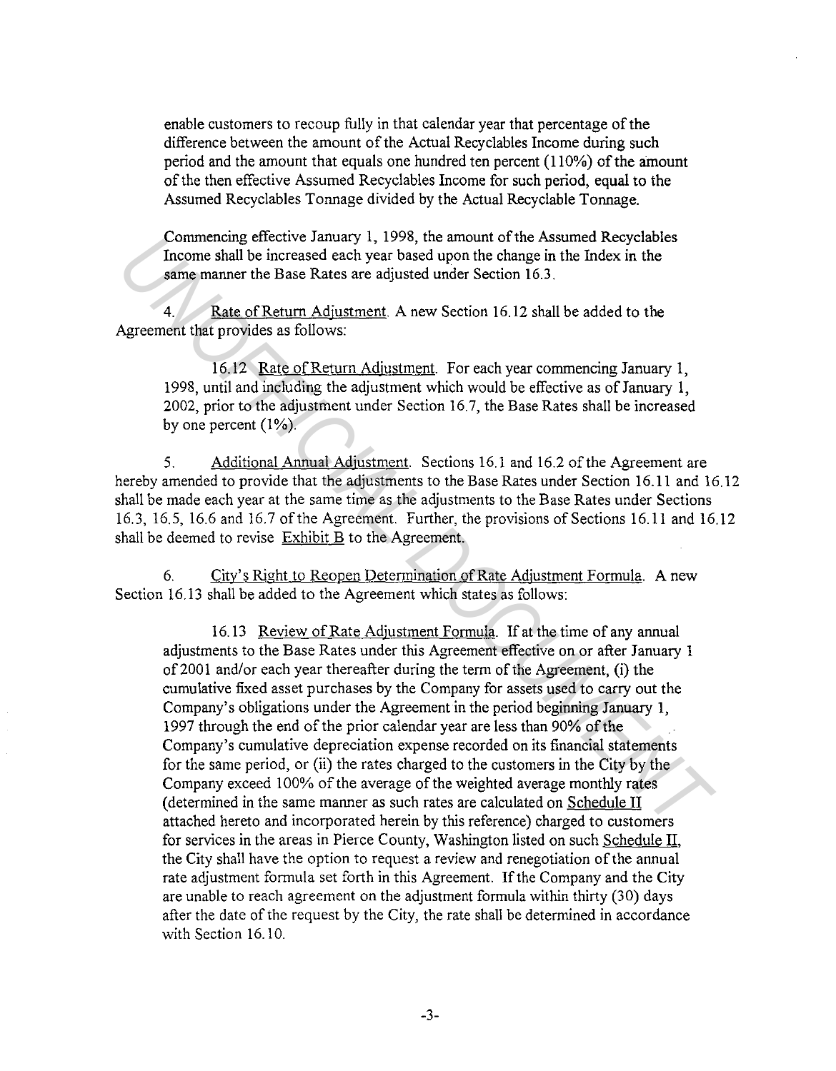enable customers to recoup fully in that calendar year that percentage of the difference between the amount of the Actual Recyclables Income during such period and the amount that equals one hundred ten percent (110%) of the amount of the then effective Assumed Recyclables Income for such period, equal to the Assumed Recyclables Tonnage divided by the Actual Recyclable Tonnage.

Commencing effective January 1, 1998, the amount of the Assumed Recyclables Income shall be increased each year based upon the change in the Index in the same manner the Base Rates are adjusted under Section 16.3.

4. Rate of Return Adjustment. A new Section 16.12 shall be added to the Agreement that provides as follows:

16.12 Rate of Return Adjustment. For each year commencing January 1, 1998, until and including the adjustment which would be effective as of January 1, 2002, prior to the adjustment under Section 16.7, the Base Rates shall be increased by one percent (1%).

5. Additional Annual Adjustment. Sections 16.1 and 16.2 of the Agreement are hereby amended to provide that the adjustments to the Base Rates under Section 16.11 and 16.12 shall be made each year at the same time as the adjustments to the Base Rates under Sections 16.3, 16.5, 16.6 and 16.7 of the Agreement. Further, the provisions of Sections 16.11 and 16.12 shall be deemed to revise Exhibit B to the Agreement.

6. City's Right to Reopen Determination of Rate Adjustment Formula. A new Section 16.13 shall be added to the Agreement which states as follows:

16.13 Review of Rate Adjustment Formula. If at the time of any annual adjustments to the Base Rates under this Agreement effective on or after January 1 of 2001 and/or each year thereafter during the term of the Agreement, (i) the cumulative fixed asset purchases by the Company for assets used to carry out the Company's obligations under the Agreement in the period beginning January 1, 1997 through the end of the prior calendar year are less than 90% of the Company's cumulative depreciation expense recorded on its financial statements for the same period, or (ii) the rates charged to the customers in the City by the Company exceed 100% of the average of the weighted average monthly rates (determined in the same manner as such rates are calculated on Schedule II attached hereto and incorporated herein by this reference) charged to customers for services in the areas in Pierce County, Washington listed on such Schedule II, the City shall have the option to request a review and renegotiation of the annual rate adjustment formula set forth in this Agreement. If the Company and the City are unable to reach agreement on the adjustment formula within thirty (30) days after the date of the request by the City, the rate shall be determined in accordance with Section 16.10.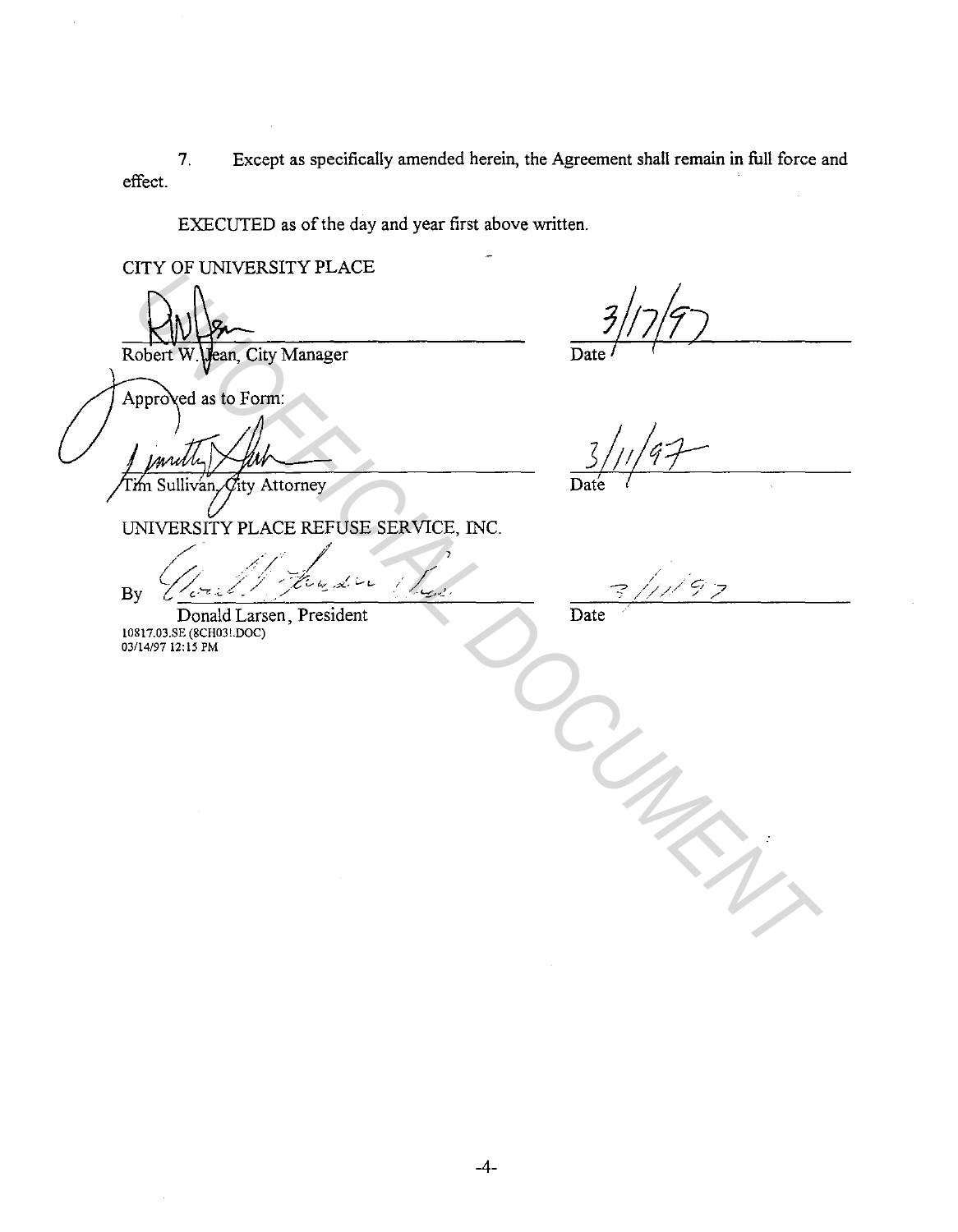7. Except as specifically amended herein, the Agreement shall remain in full force and effect.

EXECUTED as of the day and year first above written.

CITY OF UNIVERSITY PLACE

Robert W. Jean, City Manager — Date 3/17/97

Approved as to Form:

Tim Sullivan, City Attorney — Date 3/11/97

UNIVERSITY PLACE REFUSE SERVICE, INC.

By Donald Larsen, President — Date 3/11/97

10817.03.SE (8CH031.DOC)
03/14/97 12:15 PM

UNOFFICIAL DOCUMENT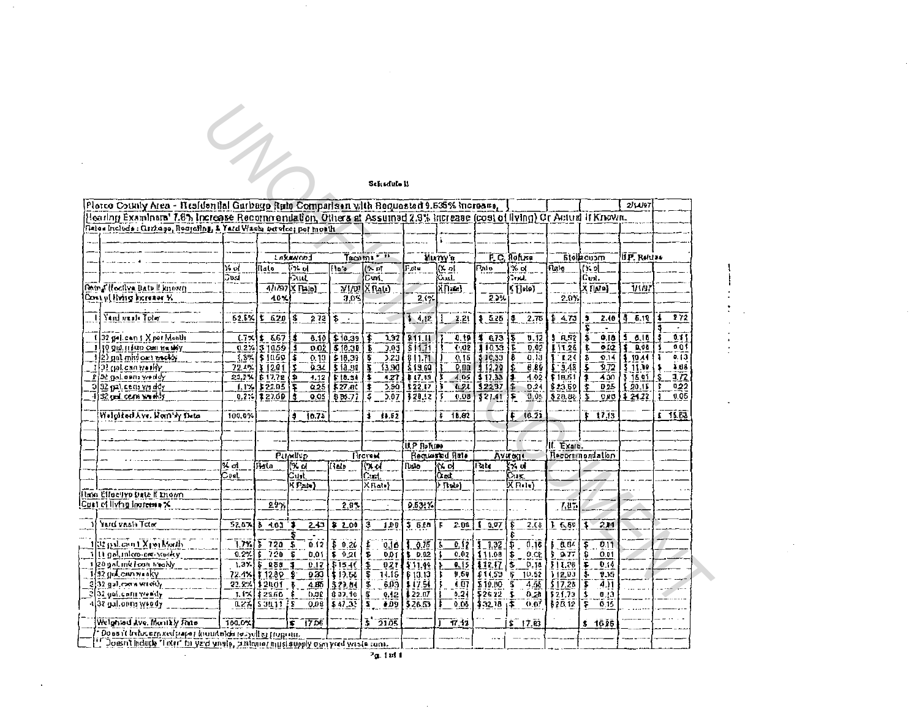Schedule II

| | | | | | | | | | | | | | | | | | |
|---|---|---|---|---|---|---|---|---|---|---|---|---|---|---|---|---|---|
| Pierce County Area - Residential Garbage Rate Comparison with Requested 9.535% Increase, | | | | | | | | | | | | | | | 2/14/97 | | |
| Hearing Examiners' 7.8% Increase Recommendation, Others at Assumed 2.9% Increase (cost of living) Or Actual If Known. | | | | | | | | | | | | | | | | | |
| Rates Include: Garbage, Recycling, & Yard Waste service; per month | | | | | | | | | | | | | | | | | |
| | | | Lakewood | | Tacoma * ** | | Murrey's | | P. C. Refuse | | Steilacoom | | U.P. Refuse | |
| | | % of Cust | Rate | (% of Cust. X Rate) | Rate | (% of Cust. X Rate) | Rate | (% of Cust. X Rate) | Rate | (% of Cust. X Rate) | Rate | (% of Cust. X Rate) | | |
| Rate Effective Date If known | | | 4/1/97 | | 1/1/97 | | | | | | | | 1/1/97 | |
| Cost of living Increase % | | | 4.0% | | 3.0% | | 2.1% | | 2.3% | | 2.0% | | | |
| 1 | Yard waste Toter | 52.5% | $ 5.20 | $ 2.73 | $ - | | $ 4.12 | $ 2.21 | $ 5.26 | $ 2.76 | $ 4.73 | $ 2.48 | $ 5.19 | $ 2.72 |
| 1 | 32 gal. can 1 X per Month | 1.7% | $ 5.67 | $ 0.10 | $ 10.39 | $ 1.92 | $ 11.11 | $ 0.19 | $ 6.73 | $ 0.12 | $ 8.52 | $ 0.15 | $ 6.18 | $ 0.11 |
| 1 | 10 gal. micro can weekly | 0.2% | $ 10.59 | $ 0.02 | $ 18.30 | $ 3.03 | $ 11.71 | $ 0.02 | $ 10.33 | $ 0.02 | $ 11.26 | $ 0.02 | $ 9.98 | $ 0.01 |
| 1 | 20 gal. mini can weekly | 1.3% | $ 10.59 | $ 0.13 | $ 18.30 | $ 3.23 | $ 11.71 | $ 0.15 | $ 10.33 | $ 0.13 | $ 11.24 | $ 0.14 | $ 10.44 | $ 0.13 |
| 1 | 32 gal. can weekly | 72.4% | $ 12.91 | $ 9.34 | $ 18.90 | $ 13.90 | $ 13.60 | $ 9.80 | $ 12.29 | $ 8.89 | $ 13.48 | $ 9.72 | $ 11.99 | $ 8.68 |
| 2 | 32 gal. cans weekly | 23.2% | $ 17.78 | $ 4.12 | $ 18.54 | $ 4.27 | $ 17.49 | $ 4.05 | $ 17.33 | $ 4.02 | $ 18.51 | $ 4.30 | $ 16.01 | $ 3.72 |
| 3 | 32 gal. cans weekly | 1.1% | $ 22.85 | $ 0.25 | $ 27.60 | $ 3.90 | $ 22.17 | $ 0.24 | $ 22.37 | $ 0.24 | $ 23.50 | $ 0.25 | $ 20.15 | $ 0.22 |
| 4 | 32 gal. cans weekly | 0.2% | $ 27.60 | $ 0.05 | $ 36.77 | $ 3.07 | $ 28.12 | $ 0.06 | $ 27.41 | $ 0.05 | $ 28.86 | $ 0.06 | $ 24.22 | $ 0.05 |
| | Weighted Ave. Monthly Rate | 100.0% | | $ 16.73 | | $ 18.62 | | $ 16.92 | | $ 16.23 | | $ 17.13 | | $ 15.63 |
| | | | Puyallup | | Fircrest | | U.P. Refuse Requested Rate | | Average | | H. Exam. Recommendation | | | |
| | | % of Cust | Rate | (% of Cust. X Rate) | Rate | (% of Cust. X Rate) | Rate | (% of Cust. X Rate) | Rate | (% of Cust. X Rate) | Rate | (% of Cust. X Rate) | | |
| Rate Effective Date If known | | | | | | | | | | | | | | |
| Cost of living Increase % | | | 2.9% | | 2.9% | | 9.535% | | | | 7.8% | | | |
| 1 | Yard waste Toter | 52.5% | $ 4.63 | $ 2.43 | $ 2.00 | $ 1.05 | $ 5.68 | $ 2.98 | $ 5.07 | $ 2.66 | $ 5.59 | $ 2.94 | | |
| 1 | 32 gal. can 1 X per Month | 1.7% | $ 7.20 | $ 0.12 | $ 9.26 | $ 0.16 | $ 6.76 | $ 0.12 | $ 8.32 | $ 0.15 | $ 6.64 | $ 0.11 | | |
| 1 | 10 gal. micro can weekly | 0.2% | $ 7.20 | $ 0.01 | $ 9.26 | $ 0.01 | $ 9.82 | $ 0.02 | $ 11.06 | $ 0.02 | $ 9.77 | $ 0.01 | | |
| 1 | 20 gal. mini can weekly | 1.3% | $ 9.58 | $ 0.12 | $ 15.46 | $ 0.27 | $ 11.44 | $ 0.15 | $ 12.17 | $ 0.16 | $ 11.26 | $ 0.14 | | |
| 1 | 32 gal. can weekly | 72.4% | $ 12.80 | $ 9.30 | $ 19.56 | $ 14.16 | $ 13.13 | $ 9.50 | $ 14.53 | $ 10.52 | $ 12.93 | $ 9.35 | | |
| 2 | 32 gal. cans weekly | 23.2% | $ 20.01 | $ 4.65 | $ 29.84 | $ 6.93 | $ 17.54 | $ 4.07 | $ 19.80 | $ 4.58 | $ 17.26 | $ 4.01 | | |
| 3 | 32 gal. cans weekly | 1.1% | $ 29.60 | $ 0.32 | $ 37.10 | $ 0.42 | $ 22.07 | $ 0.24 | $ 26.22 | $ 0.28 | $ 21.73 | $ 0.23 | | |
| 4 | 32 gal. cans weekly | 0.2% | $ 38.11 | $ 0.09 | $ 47.32 | $ 0.09 | $ 26.53 | $ 0.06 | $ 32.18 | $ 0.07 | $ 26.12 | $ 0.05 | | |
| | Weighted Ave. Monthly Rate | 100.0% | | $ 17.06 | | $ 21.05 | | $ 17.12 | | $ 17.83 | | $ 16.86 | | |

\* Doesn't include mixed paper in curbside recycling program.

\*\* Doesn't include "Toter" for yard waste, customer must supply own yard waste cans.